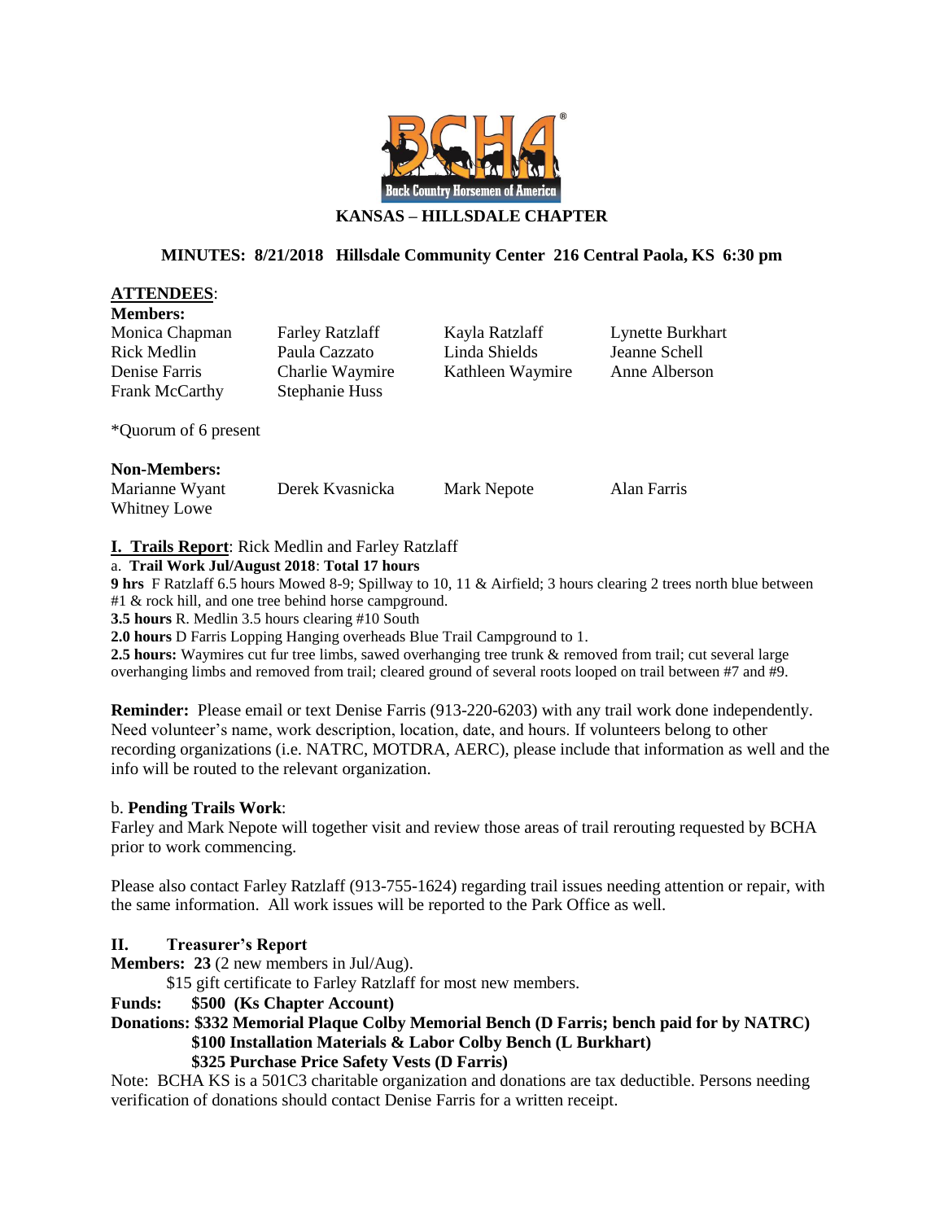**KANSAS – HILLSDALE CHAPTER**

**MINUTES: 8/21/2018 Hillsdale Community Center 216 Central Paola, KS 6:30 pm**

**ATTENDEES**:

**Members:**

| | | | |
|---|---|---|---|
| Monica Chapman | Farley Ratzlaff | Kayla Ratzlaff | Lynette Burkhart |
| Rick Medlin | Paula Cazzato | Linda Shields | Jeanne Schell |
| Denise Farris | Charlie Waymire | Kathleen Waymire | Anne Alberson |
| Frank McCarthy | Stephanie Huss | | |

*Quorum of 6 present

**Non-Members:**

| | | | |
|---|---|---|---|
| Marianne Wyant | Derek Kvasnicka | Mark Nepote | Alan Farris |
| Whitney Lowe | | | |

**I. Trails Report**: Rick Medlin and Farley Ratzlaff

a. **Trail Work Jul/August 2018**: **Total 17 hours**

**9 hrs** F Ratzlaff 6.5 hours Mowed 8-9; Spillway to 10, 11 & Airfield; 3 hours clearing 2 trees north blue between #1 & rock hill, and one tree behind horse campground.

**3.5 hours** R. Medlin 3.5 hours clearing #10 South

**2.0 hours** D Farris Lopping Hanging overheads Blue Trail Campground to 1.

**2.5 hours:** Waymires cut fur tree limbs, sawed overhanging tree trunk & removed from trail; cut several large overhanging limbs and removed from trail; cleared ground of several roots looped on trail between #7 and #9.

**Reminder:** Please email or text Denise Farris (913-220-6203) with any trail work done independently. Need volunteer's name, work description, location, date, and hours. If volunteers belong to other recording organizations (i.e. NATRC, MOTDRA, AERC), please include that information as well and the info will be routed to the relevant organization.

b. **Pending Trails Work**:

Farley and Mark Nepote will together visit and review those areas of trail rerouting requested by BCHA prior to work commencing.

Please also contact Farley Ratzlaff (913-755-1624) regarding trail issues needing attention or repair, with the same information. All work issues will be reported to the Park Office as well.

**II. Treasurer's Report**

**Members: 23** (2 new members in Jul/Aug).

$15 gift certificate to Farley Ratzlaff for most new members.

**Funds: $500 (Ks Chapter Account)**

**Donations: $332 Memorial Plaque Colby Memorial Bench (D Farris; bench paid for by NATRC)**
**$100 Installation Materials & Labor Colby Bench (L Burkhart)**
**$325 Purchase Price Safety Vests (D Farris)**

Note: BCHA KS is a 501C3 charitable organization and donations are tax deductible. Persons needing verification of donations should contact Denise Farris for a written receipt.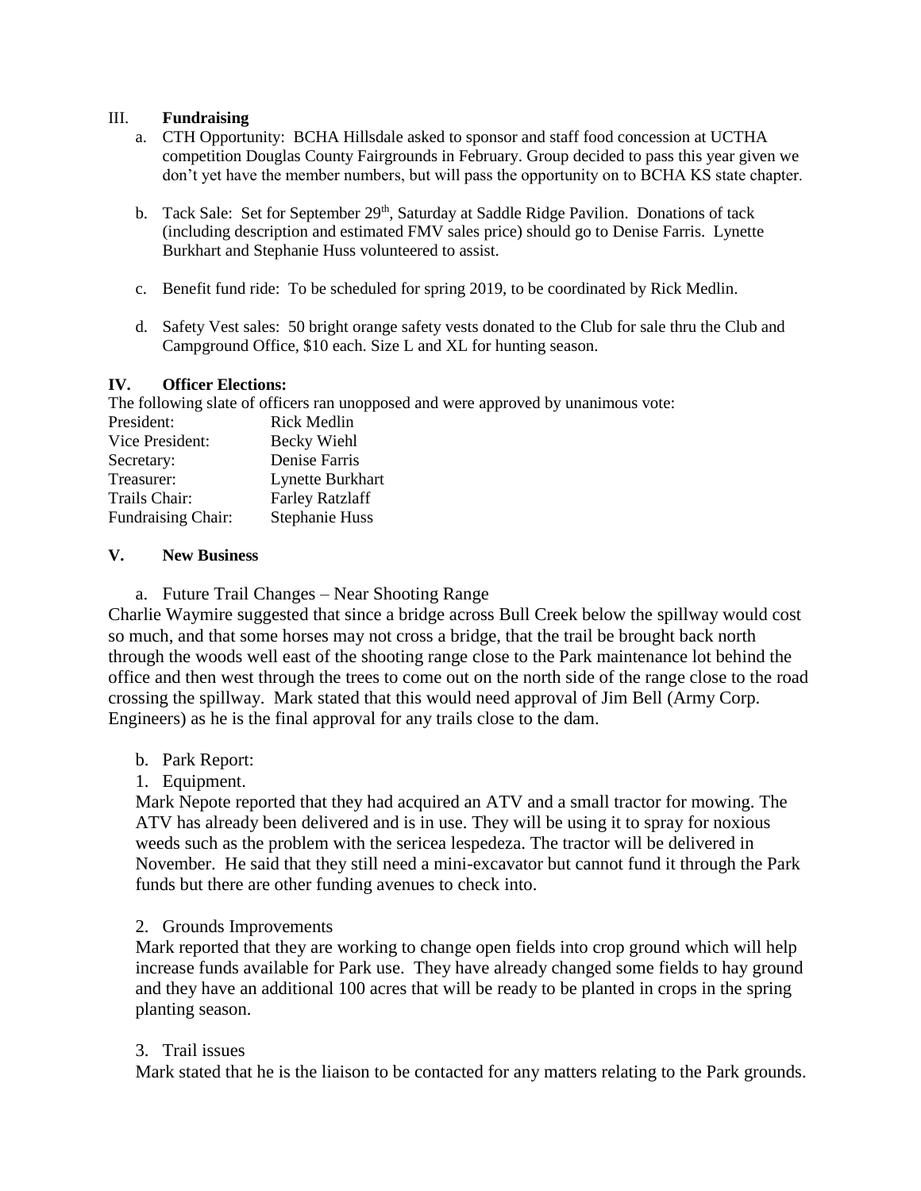## III. **Fundraising**

a. CTH Opportunity: BCHA Hillsdale asked to sponsor and staff food concession at UCTHA competition Douglas County Fairgrounds in February. Group decided to pass this year given we don't yet have the member numbers, but will pass the opportunity on to BCHA KS state chapter.

b. Tack Sale: Set for September 29th, Saturday at Saddle Ridge Pavilion. Donations of tack (including description and estimated FMV sales price) should go to Denise Farris. Lynette Burkhart and Stephanie Huss volunteered to assist.

c. Benefit fund ride: To be scheduled for spring 2019, to be coordinated by Rick Medlin.

d. Safety Vest sales: 50 bright orange safety vests donated to the Club for sale thru the Club and Campground Office, $10 each. Size L and XL for hunting season.

## IV. Officer Elections:

The following slate of officers ran unopposed and were approved by unanimous vote:

| | |
|---|---|
| President: | Rick Medlin |
| Vice President: | Becky Wiehl |
| Secretary: | Denise Farris |
| Treasurer: | Lynette Burkhart |
| Trails Chair: | Farley Ratzlaff |
| Fundraising Chair: | Stephanie Huss |

## V. New Business

a. Future Trail Changes – Near Shooting Range

Charlie Waymire suggested that since a bridge across Bull Creek below the spillway would cost so much, and that some horses may not cross a bridge, that the trail be brought back north through the woods well east of the shooting range close to the Park maintenance lot behind the office and then west through the trees to come out on the north side of the range close to the road crossing the spillway. Mark stated that this would need approval of Jim Bell (Army Corp. Engineers) as he is the final approval for any trails close to the dam.

b. Park Report:

1. Equipment.

Mark Nepote reported that they had acquired an ATV and a small tractor for mowing. The ATV has already been delivered and is in use. They will be using it to spray for noxious weeds such as the problem with the sericea lespedeza. The tractor will be delivered in November. He said that they still need a mini-excavator but cannot fund it through the Park funds but there are other funding avenues to check into.

2. Grounds Improvements

Mark reported that they are working to change open fields into crop ground which will help increase funds available for Park use. They have already changed some fields to hay ground and they have an additional 100 acres that will be ready to be planted in crops in the spring planting season.

3. Trail issues

Mark stated that he is the liaison to be contacted for any matters relating to the Park grounds.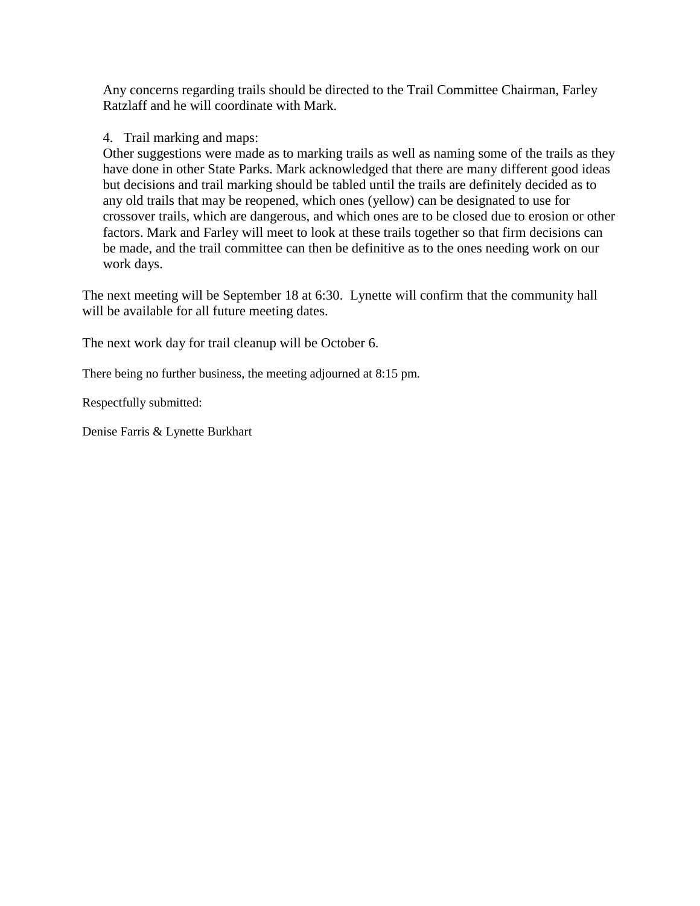Any concerns regarding trails should be directed to the Trail Committee Chairman, Farley Ratzlaff and he will coordinate with Mark.

4. Trail marking and maps:

Other suggestions were made as to marking trails as well as naming some of the trails as they have done in other State Parks. Mark acknowledged that there are many different good ideas but decisions and trail marking should be tabled until the trails are definitely decided as to any old trails that may be reopened, which ones (yellow) can be designated to use for crossover trails, which are dangerous, and which ones are to be closed due to erosion or other factors. Mark and Farley will meet to look at these trails together so that firm decisions can be made, and the trail committee can then be definitive as to the ones needing work on our work days.

The next meeting will be September 18 at 6:30. Lynette will confirm that the community hall will be available for all future meeting dates.

The next work day for trail cleanup will be October 6.

There being no further business, the meeting adjourned at 8:15 pm.

Respectfully submitted:

Denise Farris & Lynette Burkhart